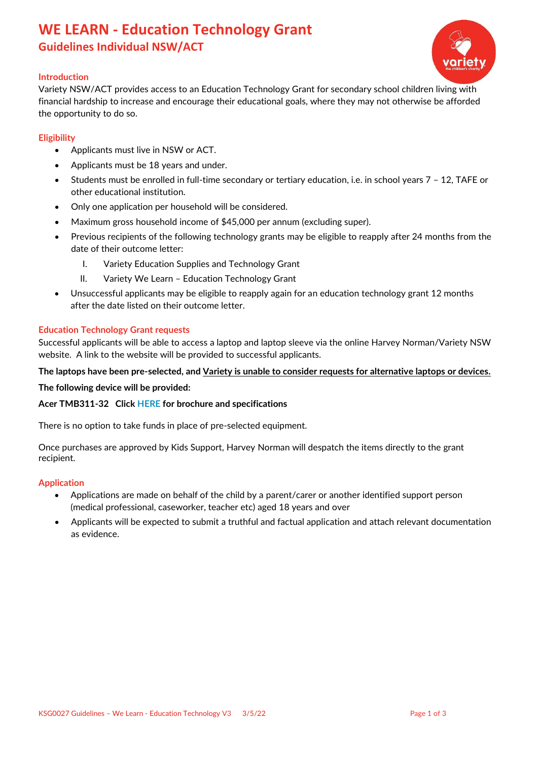# WE LEARN - Education Technology Grant

## Guidelines Individual NSW/ACT

### Introduction

Variety NSW/ACT provides access to an Education Technology Grant for secondary school children living with financial hardship to increase and encourage their educational goals, where they may not otherwise be afforded the opportunity to do so.

### Eligibility

- Applicants must live in NSW or ACT.
- Applicants must be 18 years and under.
- Students must be enrolled in full-time secondary or tertiary education, i.e. in school years 7 – 12, TAFE or other educational institution.
- Only one application per household will be considered.
- Maximum gross household income of $45,000 per annum (excluding super).
- Previous recipients of the following technology grants may be eligible to reapply after 24 months from the date of their outcome letter:
    I. Variety Education Supplies and Technology Grant
    II. Variety We Learn – Education Technology Grant
- Unsuccessful applicants may be eligible to reapply again for an education technology grant 12 months after the date listed on their outcome letter.

### Education Technology Grant requests

Successful applicants will be able to access a laptop and laptop sleeve via the online Harvey Norman/Variety NSW website. A link to the website will be provided to successful applicants.

**The laptops have been pre-selected, and Variety is unable to consider requests for alternative laptops or devices.**

**The following device will be provided:**

**Acer TMB311-32 Click HERE for brochure and specifications**

There is no option to take funds in place of pre-selected equipment.

Once purchases are approved by Kids Support, Harvey Norman will despatch the items directly to the grant recipient.

### Application

- Applications are made on behalf of the child by a parent/carer or another identified support person (medical professional, caseworker, teacher etc) aged 18 years and over
- Applicants will be expected to submit a truthful and factual application and attach relevant documentation as evidence.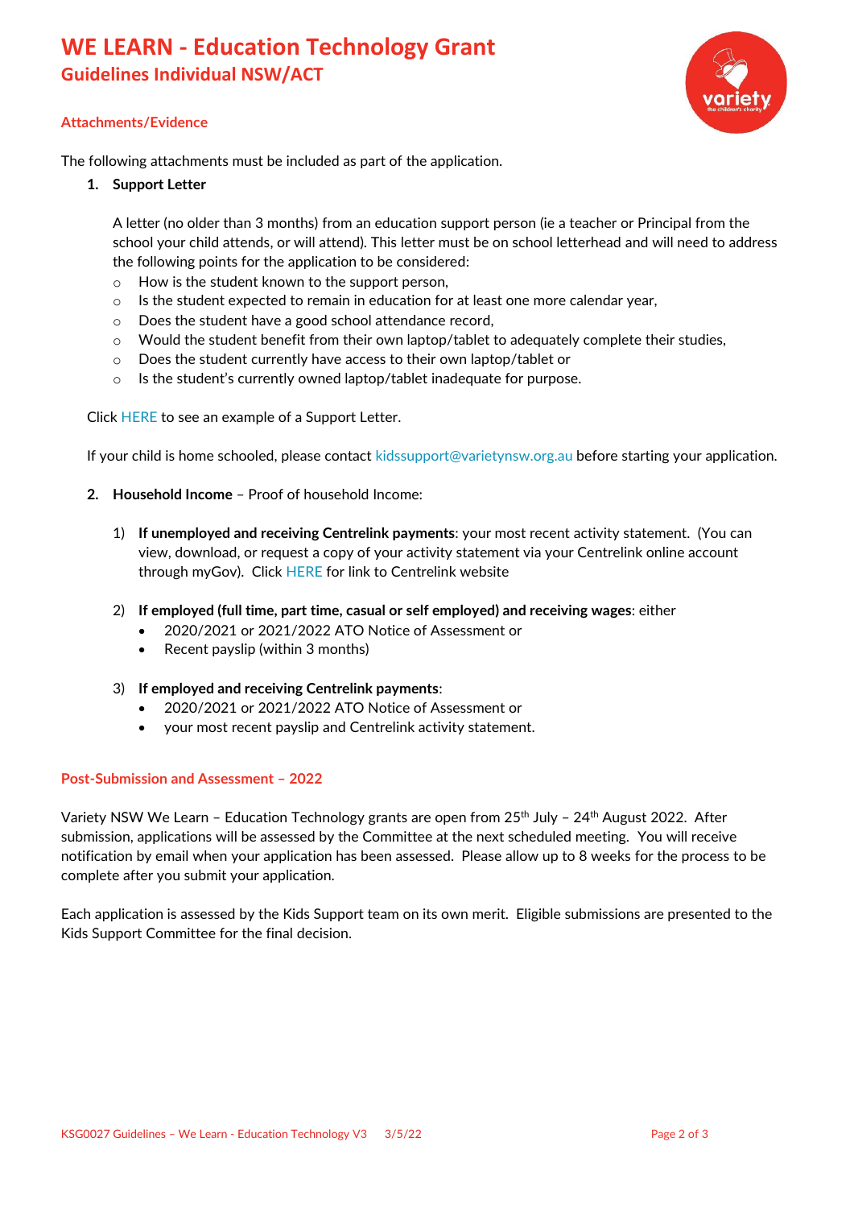# WE LEARN - Education Technology Grant

## Guidelines Individual NSW/ACT

### Attachments/Evidence

The following attachments must be included as part of the application.

1. **Support Letter**

   A letter (no older than 3 months) from an education support person (ie a teacher or Principal from the school your child attends, or will attend). This letter must be on school letterhead and will need to address the following points for the application to be considered:

   - How is the student known to the support person,
   - Is the student expected to remain in education for at least one more calendar year,
   - Does the student have a good school attendance record,
   - Would the student benefit from their own laptop/tablet to adequately complete their studies,
   - Does the student currently have access to their own laptop/tablet or
   - Is the student's currently owned laptop/tablet inadequate for purpose.

   Click HERE to see an example of a Support Letter.

   If your child is home schooled, please contact kidssupport@varietynsw.org.au before starting your application.

2. **Household Income** – Proof of household Income:

   1) **If unemployed and receiving Centrelink payments**: your most recent activity statement. (You can view, download, or request a copy of your activity statement via your Centrelink online account through myGov). Click HERE for link to Centrelink website

   2) **If employed (full time, part time, casual or self employed) and receiving wages**: either
      - 2020/2021 or 2021/2022 ATO Notice of Assessment or
      - Recent payslip (within 3 months)

   3) **If employed and receiving Centrelink payments**:
      - 2020/2021 or 2021/2022 ATO Notice of Assessment or
      - your most recent payslip and Centrelink activity statement.

### Post-Submission and Assessment – 2022

Variety NSW We Learn – Education Technology grants are open from 25th July – 24th August 2022. After submission, applications will be assessed by the Committee at the next scheduled meeting. You will receive notification by email when your application has been assessed. Please allow up to 8 weeks for the process to be complete after you submit your application.

Each application is assessed by the Kids Support team on its own merit. Eligible submissions are presented to the Kids Support Committee for the final decision.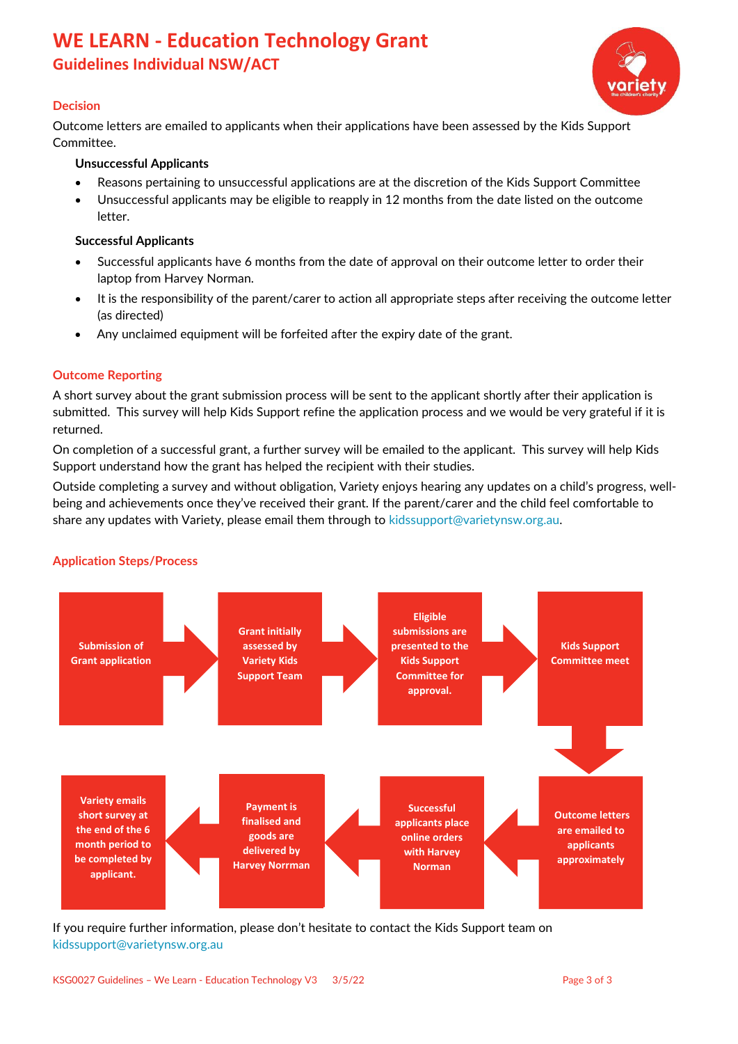# WE LEARN - Education Technology Grant

## Guidelines Individual NSW/ACT

### Decision

Outcome letters are emailed to applicants when their applications have been assessed by the Kids Support Committee.

**Unsuccessful Applicants**

- Reasons pertaining to unsuccessful applications are at the discretion of the Kids Support Committee
- Unsuccessful applicants may be eligible to reapply in 12 months from the date listed on the outcome letter.

**Successful Applicants**

- Successful applicants have 6 months from the date of approval on their outcome letter to order their laptop from Harvey Norman.
- It is the responsibility of the parent/carer to action all appropriate steps after receiving the outcome letter (as directed)
- Any unclaimed equipment will be forfeited after the expiry date of the grant.

### Outcome Reporting

A short survey about the grant submission process will be sent to the applicant shortly after their application is submitted. This survey will help Kids Support refine the application process and we would be very grateful if it is returned.

On completion of a successful grant, a further survey will be emailed to the applicant. This survey will help Kids Support understand how the grant has helped the recipient with their studies.

Outside completing a survey and without obligation, Variety enjoys hearing any updates on a child's progress, well-being and achievements once they've received their grant. If the parent/carer and the child feel comfortable to share any updates with Variety, please email them through to kidssupport@varietynsw.org.au.

### Application Steps/Process

Submission of Grant application

Grant initially assessed by Variety Kids Support Team

Eligible submissions are presented to the Kids Support Committee for approval.

Kids Support Committee meet

Outcome letters are emailed to applicants approximately

Successful applicants place online orders with Harvey Norman

Payment is finalised and goods are delivered by Harvey Norrman

Variety emails short survey at the end of the 6 month period to be completed by applicant.

If you require further information, please don't hesitate to contact the Kids Support team on kidssupport@varietynsw.org.au

KSG0027 Guidelines – We Learn - Education Technology V3 3/5/22